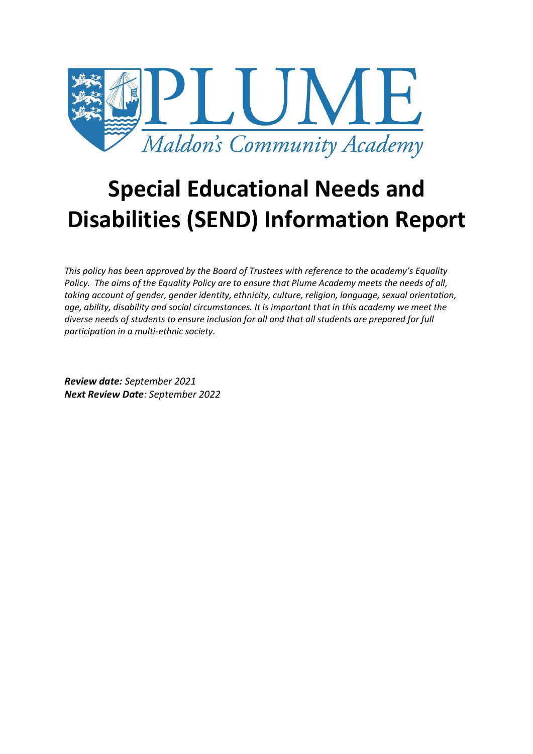PLUME

*Maldon's Community Academy*

# Special Educational Needs and Disabilities (SEND) Information Report

*This policy has been approved by the Board of Trustees with reference to the academy's Equality Policy. The aims of the Equality Policy are to ensure that Plume Academy meets the needs of all, taking account of gender, gender identity, ethnicity, culture, religion, language, sexual orientation, age, ability, disability and social circumstances. It is important that in this academy we meet the diverse needs of students to ensure inclusion for all and that all students are prepared for full participation in a multi-ethnic society.*

***Review date:*** *September 2021*
***Next Review Date****: September 2022*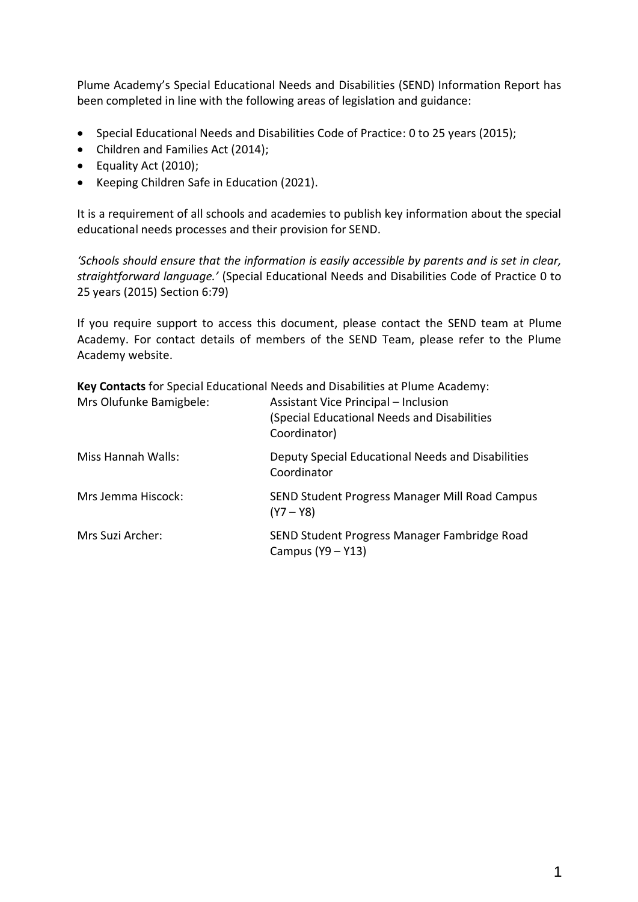Plume Academy's Special Educational Needs and Disabilities (SEND) Information Report has been completed in line with the following areas of legislation and guidance:

- Special Educational Needs and Disabilities Code of Practice: 0 to 25 years (2015);
- Children and Families Act (2014);
- Equality Act (2010);
- Keeping Children Safe in Education (2021).

It is a requirement of all schools and academies to publish key information about the special educational needs processes and their provision for SEND.

*'Schools should ensure that the information is easily accessible by parents and is set in clear, straightforward language.'* (Special Educational Needs and Disabilities Code of Practice 0 to 25 years (2015) Section 6:79)

If you require support to access this document, please contact the SEND team at Plume Academy. For contact details of members of the SEND Team, please refer to the Plume Academy website.

**Key Contacts** for Special Educational Needs and Disabilities at Plume Academy:

| | |
|---|---|
| Mrs Olufunke Bamigbele: | Assistant Vice Principal – Inclusion (Special Educational Needs and Disabilities Coordinator) |
| Miss Hannah Walls: | Deputy Special Educational Needs and Disabilities Coordinator |
| Mrs Jemma Hiscock: | SEND Student Progress Manager Mill Road Campus (Y7 – Y8) |
| Mrs Suzi Archer: | SEND Student Progress Manager Fambridge Road Campus (Y9 – Y13) |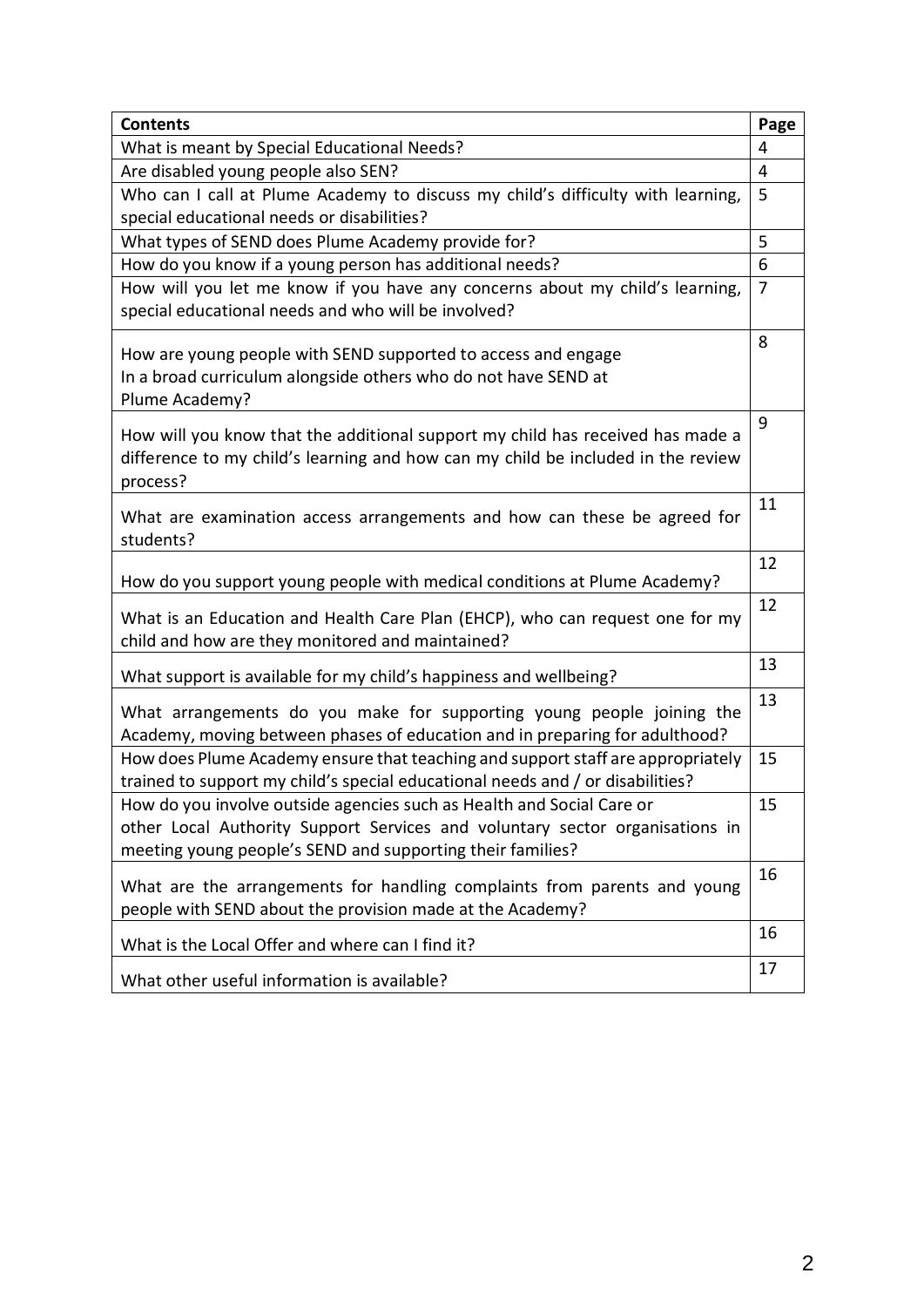| Contents | Page |
|---|---|
| What is meant by Special Educational Needs? | 4 |
| Are disabled young people also SEN? | 4 |
| Who can I call at Plume Academy to discuss my child's difficulty with learning, special educational needs or disabilities? | 5 |
| What types of SEND does Plume Academy provide for? | 5 |
| How do you know if a young person has additional needs? | 6 |
| How will you let me know if you have any concerns about my child's learning, special educational needs and who will be involved? | 7 |
| How are young people with SEND supported to access and engage In a broad curriculum alongside others who do not have SEND at Plume Academy? | 8 |
| How will you know that the additional support my child has received has made a difference to my child's learning and how can my child be included in the review process? | 9 |
| What are examination access arrangements and how can these be agreed for students? | 11 |
| How do you support young people with medical conditions at Plume Academy? | 12 |
| What is an Education and Health Care Plan (EHCP), who can request one for my child and how are they monitored and maintained? | 12 |
| What support is available for my child's happiness and wellbeing? | 13 |
| What arrangements do you make for supporting young people joining the Academy, moving between phases of education and in preparing for adulthood? | 13 |
| How does Plume Academy ensure that teaching and support staff are appropriately trained to support my child's special educational needs and / or disabilities? | 15 |
| How do you involve outside agencies such as Health and Social Care or other Local Authority Support Services and voluntary sector organisations in meeting young people's SEND and supporting their families? | 15 |
| What are the arrangements for handling complaints from parents and young people with SEND about the provision made at the Academy? | 16 |
| What is the Local Offer and where can I find it? | 16 |
| What other useful information is available? | 17 |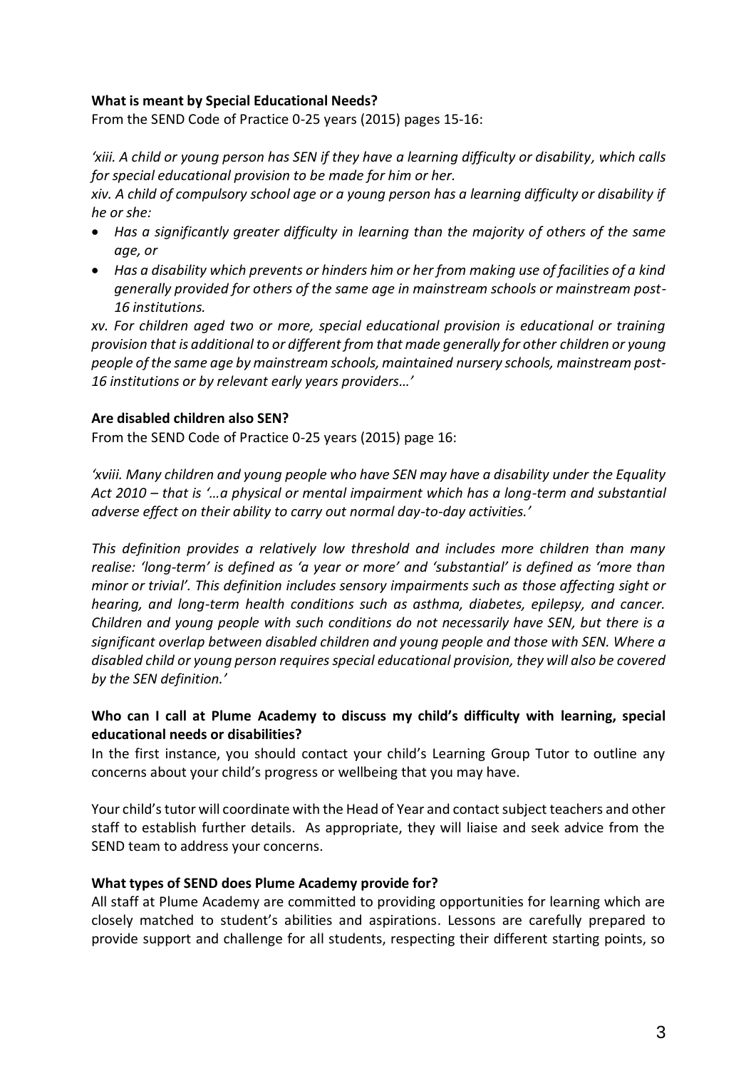**What is meant by Special Educational Needs?**

From the SEND Code of Practice 0-25 years (2015) pages 15-16:

*'xiii. A child or young person has SEN if they have a learning difficulty or disability, which calls for special educational provision to be made for him or her.*

*xiv. A child of compulsory school age or a young person has a learning difficulty or disability if he or she:*

- *Has a significantly greater difficulty in learning than the majority of others of the same age, or*
- *Has a disability which prevents or hinders him or her from making use of facilities of a kind generally provided for others of the same age in mainstream schools or mainstream post-16 institutions.*

*xv. For children aged two or more, special educational provision is educational or training provision that is additional to or different from that made generally for other children or young people of the same age by mainstream schools, maintained nursery schools, mainstream post-16 institutions or by relevant early years providers…'*

**Are disabled children also SEN?**

From the SEND Code of Practice 0-25 years (2015) page 16:

*'xviii. Many children and young people who have SEN may have a disability under the Equality Act 2010 – that is '…a physical or mental impairment which has a long-term and substantial adverse effect on their ability to carry out normal day-to-day activities.'*

*This definition provides a relatively low threshold and includes more children than many realise: 'long-term' is defined as 'a year or more' and 'substantial' is defined as 'more than minor or trivial'. This definition includes sensory impairments such as those affecting sight or hearing, and long-term health conditions such as asthma, diabetes, epilepsy, and cancer. Children and young people with such conditions do not necessarily have SEN, but there is a significant overlap between disabled children and young people and those with SEN. Where a disabled child or young person requires special educational provision, they will also be covered by the SEN definition.'*

**Who can I call at Plume Academy to discuss my child's difficulty with learning, special educational needs or disabilities?**

In the first instance, you should contact your child's Learning Group Tutor to outline any concerns about your child's progress or wellbeing that you may have.

Your child's tutor will coordinate with the Head of Year and contact subject teachers and other staff to establish further details. As appropriate, they will liaise and seek advice from the SEND team to address your concerns.

**What types of SEND does Plume Academy provide for?**

All staff at Plume Academy are committed to providing opportunities for learning which are closely matched to student's abilities and aspirations. Lessons are carefully prepared to provide support and challenge for all students, respecting their different starting points, so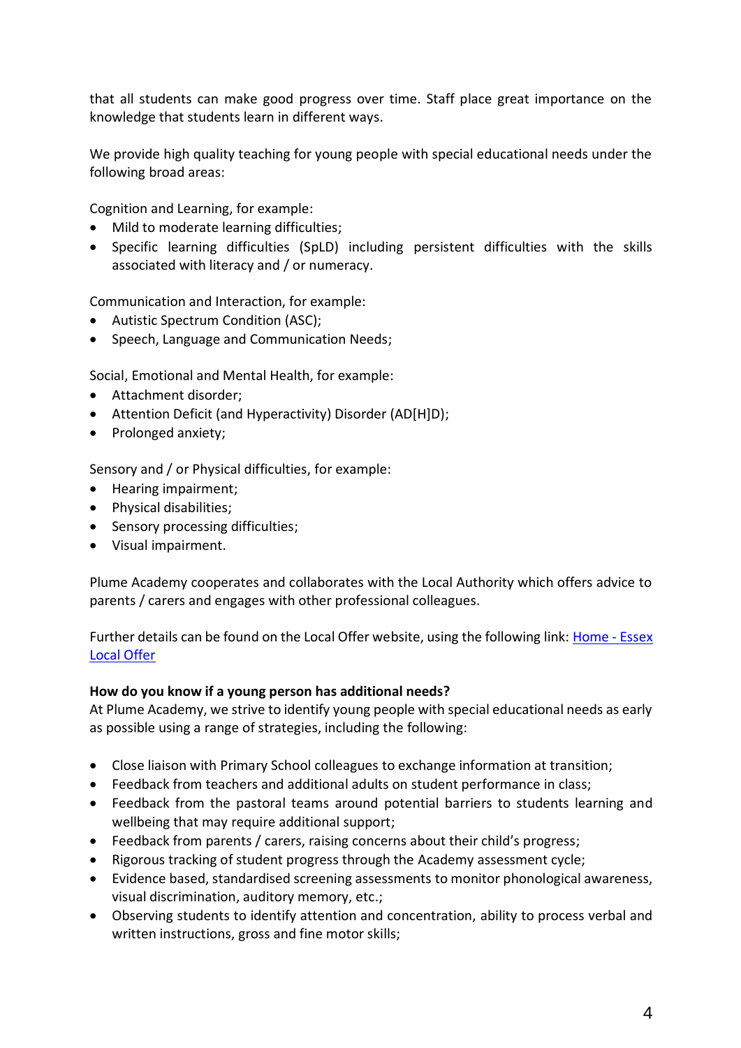that all students can make good progress over time. Staff place great importance on the knowledge that students learn in different ways.

We provide high quality teaching for young people with special educational needs under the following broad areas:

Cognition and Learning, for example:

- Mild to moderate learning difficulties;
- Specific learning difficulties (SpLD) including persistent difficulties with the skills associated with literacy and / or numeracy.

Communication and Interaction, for example:

- Autistic Spectrum Condition (ASC);
- Speech, Language and Communication Needs;

Social, Emotional and Mental Health, for example:

- Attachment disorder;
- Attention Deficit (and Hyperactivity) Disorder (AD[H]D);
- Prolonged anxiety;

Sensory and / or Physical difficulties, for example:

- Hearing impairment;
- Physical disabilities;
- Sensory processing difficulties;
- Visual impairment.

Plume Academy cooperates and collaborates with the Local Authority which offers advice to parents / carers and engages with other professional colleagues.

Further details can be found on the Local Offer website, using the following link: [Home - Essex Local Offer]

**How do you know if a young person has additional needs?**
At Plume Academy, we strive to identify young people with special educational needs as early as possible using a range of strategies, including the following:

- Close liaison with Primary School colleagues to exchange information at transition;
- Feedback from teachers and additional adults on student performance in class;
- Feedback from the pastoral teams around potential barriers to students learning and wellbeing that may require additional support;
- Feedback from parents / carers, raising concerns about their child's progress;
- Rigorous tracking of student progress through the Academy assessment cycle;
- Evidence based, standardised screening assessments to monitor phonological awareness, visual discrimination, auditory memory, etc.;
- Observing students to identify attention and concentration, ability to process verbal and written instructions, gross and fine motor skills;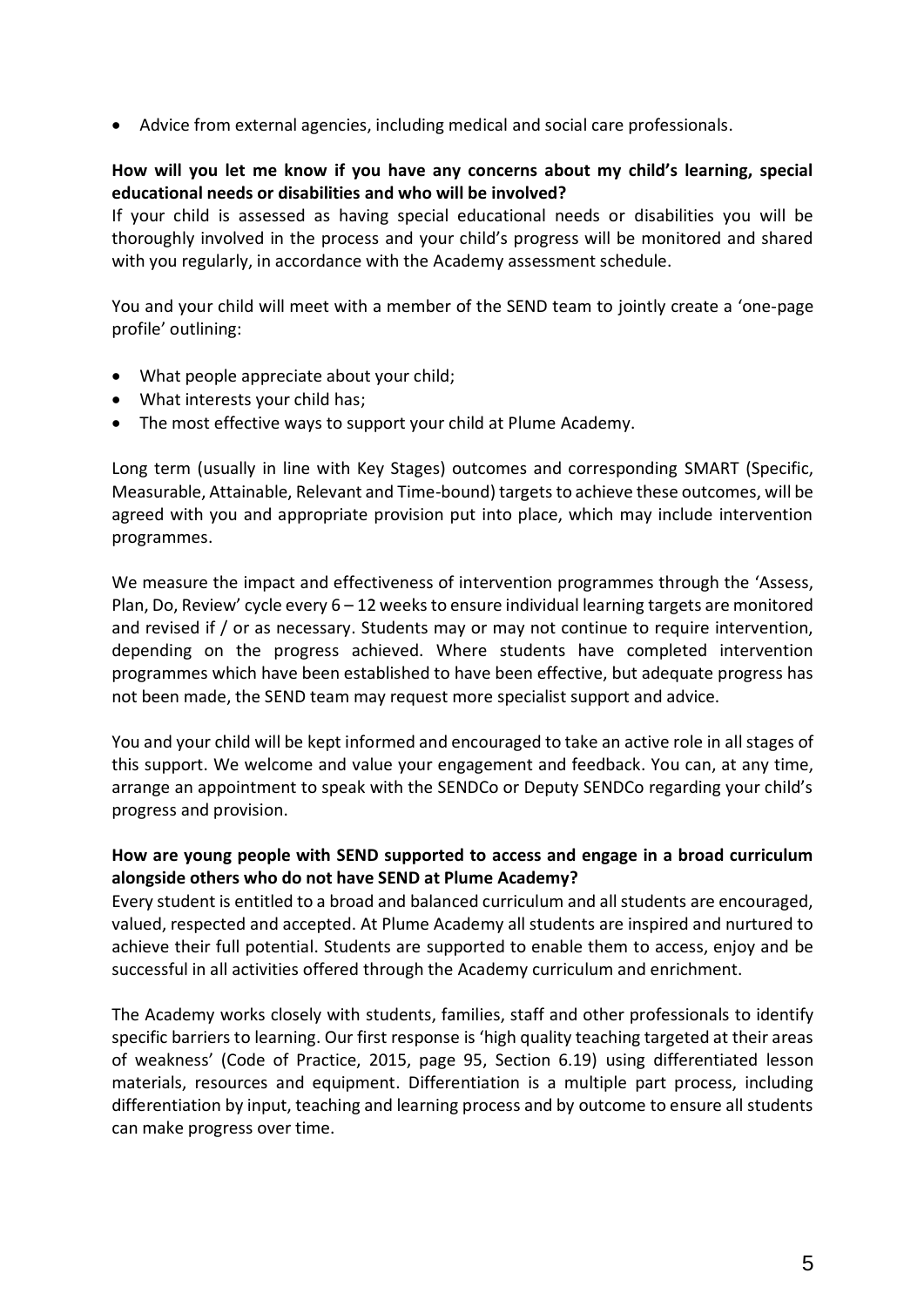- Advice from external agencies, including medical and social care professionals.

**How will you let me know if you have any concerns about my child's learning, special educational needs or disabilities and who will be involved?**

If your child is assessed as having special educational needs or disabilities you will be thoroughly involved in the process and your child's progress will be monitored and shared with you regularly, in accordance with the Academy assessment schedule.

You and your child will meet with a member of the SEND team to jointly create a 'one-page profile' outlining:

- What people appreciate about your child;
- What interests your child has;
- The most effective ways to support your child at Plume Academy.

Long term (usually in line with Key Stages) outcomes and corresponding SMART (Specific, Measurable, Attainable, Relevant and Time-bound) targets to achieve these outcomes, will be agreed with you and appropriate provision put into place, which may include intervention programmes.

We measure the impact and effectiveness of intervention programmes through the 'Assess, Plan, Do, Review' cycle every 6 – 12 weeks to ensure individual learning targets are monitored and revised if / or as necessary. Students may or may not continue to require intervention, depending on the progress achieved. Where students have completed intervention programmes which have been established to have been effective, but adequate progress has not been made, the SEND team may request more specialist support and advice.

You and your child will be kept informed and encouraged to take an active role in all stages of this support. We welcome and value your engagement and feedback. You can, at any time, arrange an appointment to speak with the SENDCo or Deputy SENDCo regarding your child's progress and provision.

**How are young people with SEND supported to access and engage in a broad curriculum alongside others who do not have SEND at Plume Academy?**

Every student is entitled to a broad and balanced curriculum and all students are encouraged, valued, respected and accepted. At Plume Academy all students are inspired and nurtured to achieve their full potential. Students are supported to enable them to access, enjoy and be successful in all activities offered through the Academy curriculum and enrichment.

The Academy works closely with students, families, staff and other professionals to identify specific barriers to learning. Our first response is 'high quality teaching targeted at their areas of weakness' (Code of Practice, 2015, page 95, Section 6.19) using differentiated lesson materials, resources and equipment. Differentiation is a multiple part process, including differentiation by input, teaching and learning process and by outcome to ensure all students can make progress over time.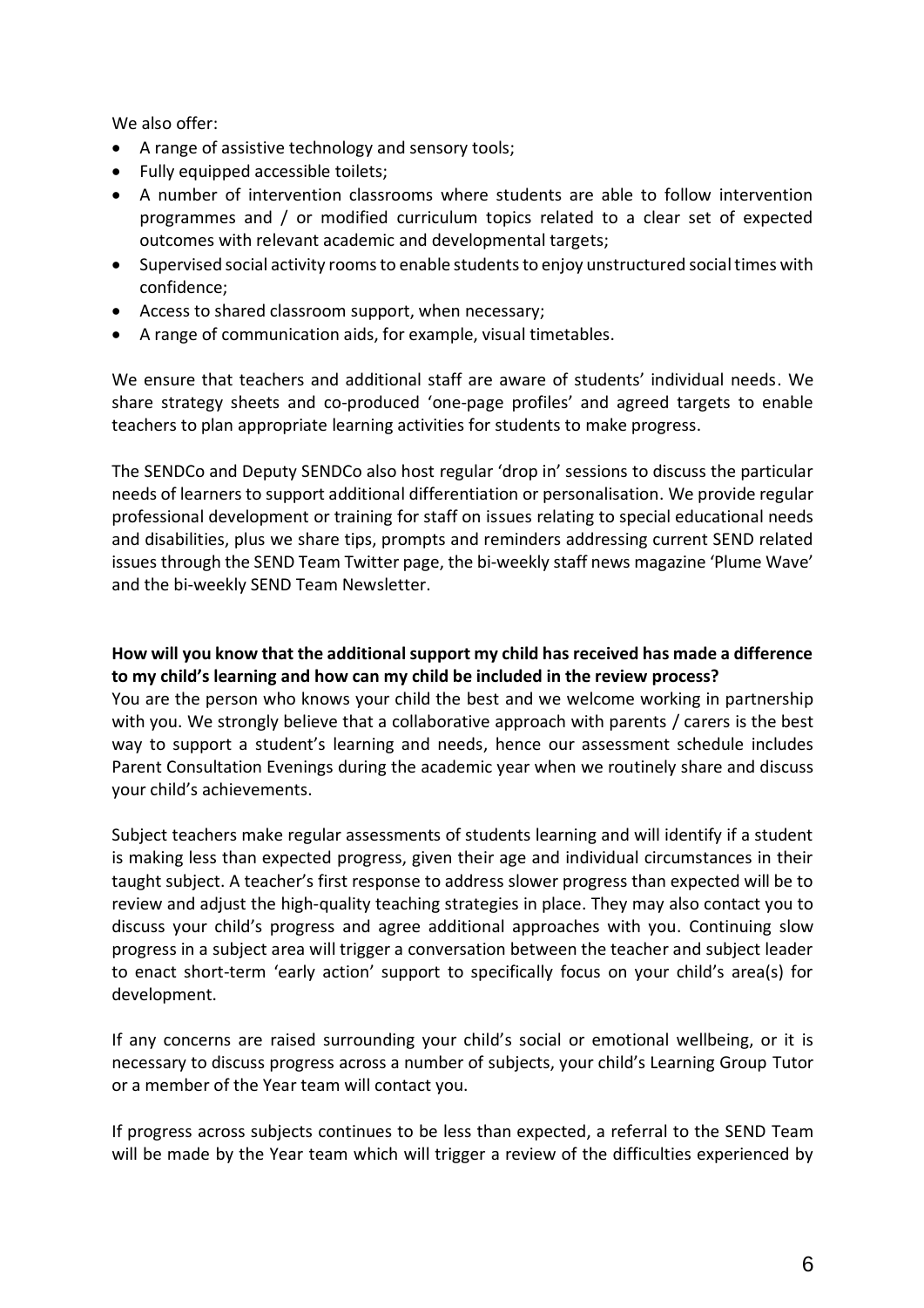We also offer:

- A range of assistive technology and sensory tools;
- Fully equipped accessible toilets;
- A number of intervention classrooms where students are able to follow intervention programmes and / or modified curriculum topics related to a clear set of expected outcomes with relevant academic and developmental targets;
- Supervised social activity rooms to enable students to enjoy unstructured social times with confidence;
- Access to shared classroom support, when necessary;
- A range of communication aids, for example, visual timetables.

We ensure that teachers and additional staff are aware of students' individual needs. We share strategy sheets and co-produced 'one-page profiles' and agreed targets to enable teachers to plan appropriate learning activities for students to make progress.

The SENDCo and Deputy SENDCo also host regular 'drop in' sessions to discuss the particular needs of learners to support additional differentiation or personalisation. We provide regular professional development or training for staff on issues relating to special educational needs and disabilities, plus we share tips, prompts and reminders addressing current SEND related issues through the SEND Team Twitter page, the bi-weekly staff news magazine 'Plume Wave' and the bi-weekly SEND Team Newsletter.

**How will you know that the additional support my child has received has made a difference to my child's learning and how can my child be included in the review process?**

You are the person who knows your child the best and we welcome working in partnership with you. We strongly believe that a collaborative approach with parents / carers is the best way to support a student's learning and needs, hence our assessment schedule includes Parent Consultation Evenings during the academic year when we routinely share and discuss your child's achievements.

Subject teachers make regular assessments of students learning and will identify if a student is making less than expected progress, given their age and individual circumstances in their taught subject. A teacher's first response to address slower progress than expected will be to review and adjust the high-quality teaching strategies in place. They may also contact you to discuss your child's progress and agree additional approaches with you. Continuing slow progress in a subject area will trigger a conversation between the teacher and subject leader to enact short-term 'early action' support to specifically focus on your child's area(s) for development.

If any concerns are raised surrounding your child's social or emotional wellbeing, or it is necessary to discuss progress across a number of subjects, your child's Learning Group Tutor or a member of the Year team will contact you.

If progress across subjects continues to be less than expected, a referral to the SEND Team will be made by the Year team which will trigger a review of the difficulties experienced by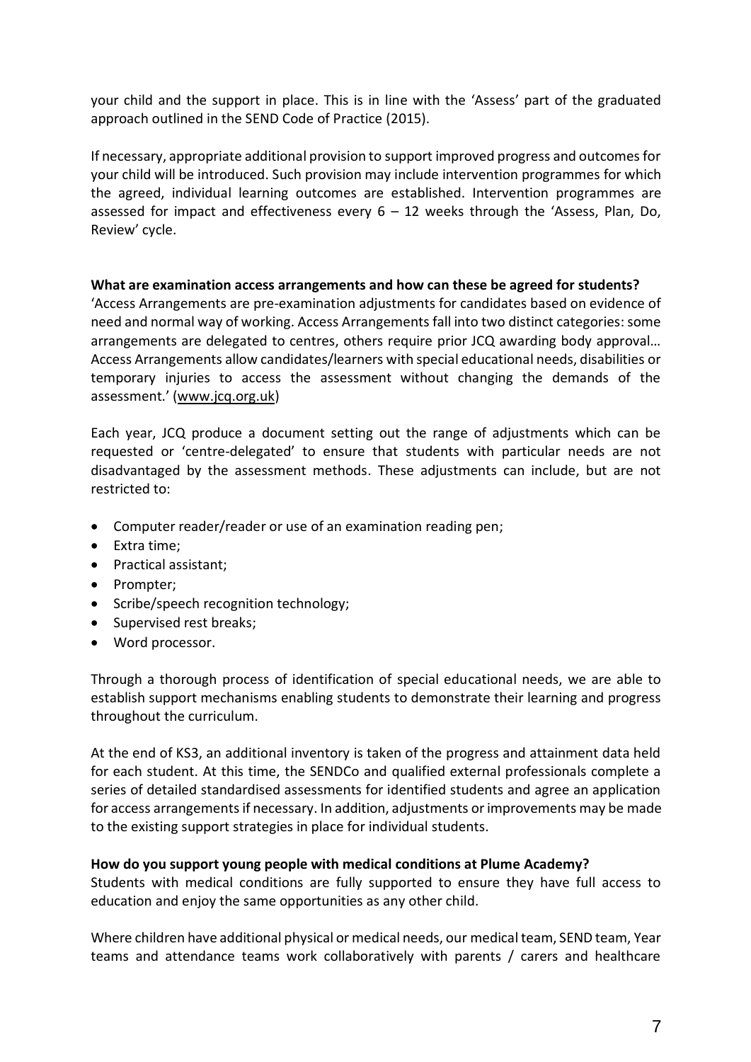your child and the support in place. This is in line with the 'Assess' part of the graduated approach outlined in the SEND Code of Practice (2015).

If necessary, appropriate additional provision to support improved progress and outcomes for your child will be introduced. Such provision may include intervention programmes for which the agreed, individual learning outcomes are established. Intervention programmes are assessed for impact and effectiveness every 6 – 12 weeks through the 'Assess, Plan, Do, Review' cycle.

**What are examination access arrangements and how can these be agreed for students?**

'Access Arrangements are pre-examination adjustments for candidates based on evidence of need and normal way of working. Access Arrangements fall into two distinct categories: some arrangements are delegated to centres, others require prior JCQ awarding body approval… Access Arrangements allow candidates/learners with special educational needs, disabilities or temporary injuries to access the assessment without changing the demands of the assessment.' (www.jcq.org.uk)

Each year, JCQ produce a document setting out the range of adjustments which can be requested or 'centre-delegated' to ensure that students with particular needs are not disadvantaged by the assessment methods. These adjustments can include, but are not restricted to:

- Computer reader/reader or use of an examination reading pen;
- Extra time;
- Practical assistant;
- Prompter;
- Scribe/speech recognition technology;
- Supervised rest breaks;
- Word processor.

Through a thorough process of identification of special educational needs, we are able to establish support mechanisms enabling students to demonstrate their learning and progress throughout the curriculum.

At the end of KS3, an additional inventory is taken of the progress and attainment data held for each student. At this time, the SENDCo and qualified external professionals complete a series of detailed standardised assessments for identified students and agree an application for access arrangements if necessary. In addition, adjustments or improvements may be made to the existing support strategies in place for individual students.

**How do you support young people with medical conditions at Plume Academy?**

Students with medical conditions are fully supported to ensure they have full access to education and enjoy the same opportunities as any other child.

Where children have additional physical or medical needs, our medical team, SEND team, Year teams and attendance teams work collaboratively with parents / carers and healthcare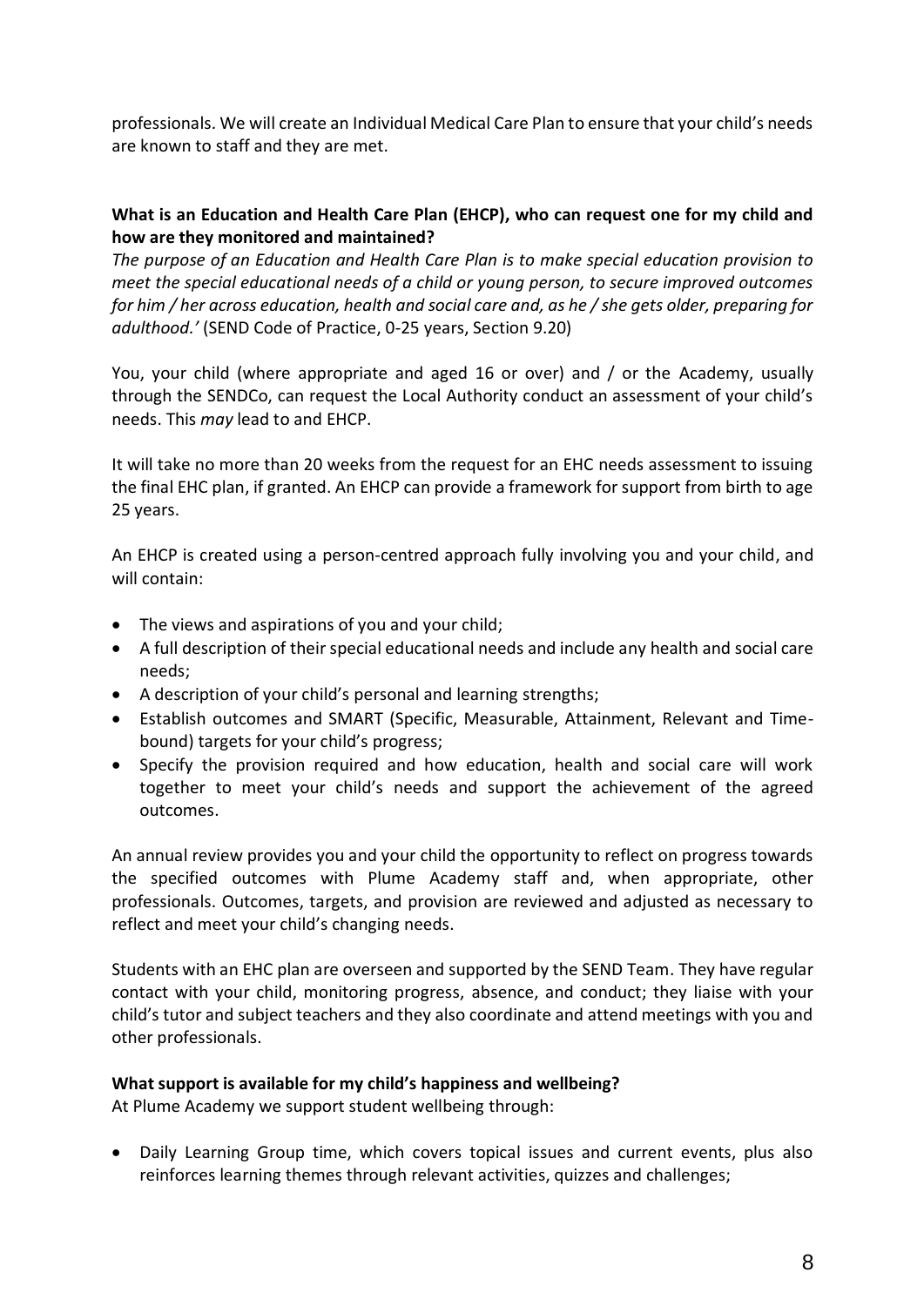professionals. We will create an Individual Medical Care Plan to ensure that your child's needs are known to staff and they are met.

**What is an Education and Health Care Plan (EHCP), who can request one for my child and how are they monitored and maintained?**

*The purpose of an Education and Health Care Plan is to make special education provision to meet the special educational needs of a child or young person, to secure improved outcomes for him / her across education, health and social care and, as he / she gets older, preparing for adulthood.'* (SEND Code of Practice, 0-25 years, Section 9.20)

You, your child (where appropriate and aged 16 or over) and / or the Academy, usually through the SENDCo, can request the Local Authority conduct an assessment of your child's needs. This *may* lead to and EHCP.

It will take no more than 20 weeks from the request for an EHC needs assessment to issuing the final EHC plan, if granted. An EHCP can provide a framework for support from birth to age 25 years.

An EHCP is created using a person-centred approach fully involving you and your child, and will contain:

- The views and aspirations of you and your child;
- A full description of their special educational needs and include any health and social care needs;
- A description of your child's personal and learning strengths;
- Establish outcomes and SMART (Specific, Measurable, Attainment, Relevant and Time-bound) targets for your child's progress;
- Specify the provision required and how education, health and social care will work together to meet your child's needs and support the achievement of the agreed outcomes.

An annual review provides you and your child the opportunity to reflect on progress towards the specified outcomes with Plume Academy staff and, when appropriate, other professionals. Outcomes, targets, and provision are reviewed and adjusted as necessary to reflect and meet your child's changing needs.

Students with an EHC plan are overseen and supported by the SEND Team. They have regular contact with your child, monitoring progress, absence, and conduct; they liaise with your child's tutor and subject teachers and they also coordinate and attend meetings with you and other professionals.

**What support is available for my child's happiness and wellbeing?**

At Plume Academy we support student wellbeing through:

- Daily Learning Group time, which covers topical issues and current events, plus also reinforces learning themes through relevant activities, quizzes and challenges;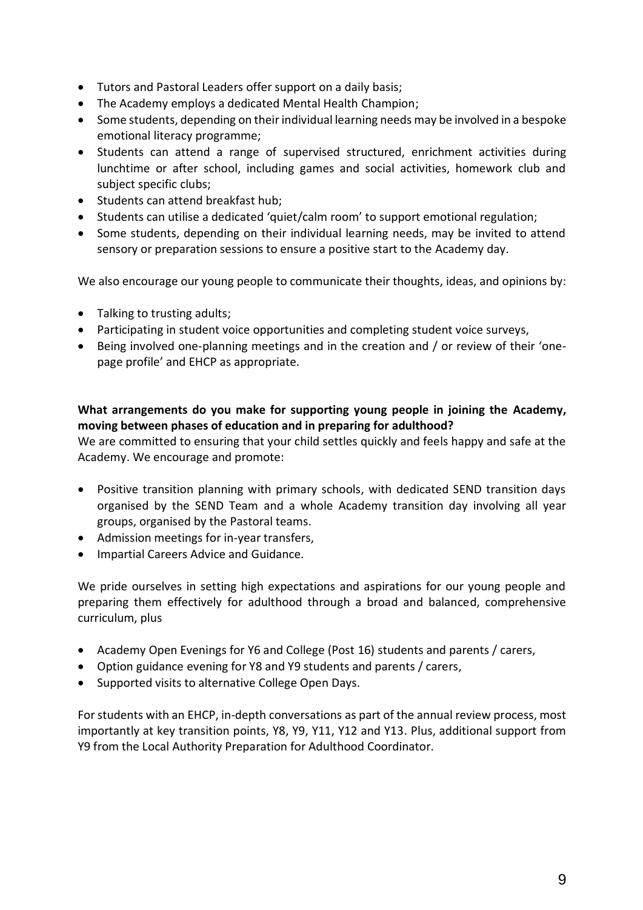- Tutors and Pastoral Leaders offer support on a daily basis;
- The Academy employs a dedicated Mental Health Champion;
- Some students, depending on their individual learning needs may be involved in a bespoke emotional literacy programme;
- Students can attend a range of supervised structured, enrichment activities during lunchtime or after school, including games and social activities, homework club and subject specific clubs;
- Students can attend breakfast hub;
- Students can utilise a dedicated 'quiet/calm room' to support emotional regulation;
- Some students, depending on their individual learning needs, may be invited to attend sensory or preparation sessions to ensure a positive start to the Academy day.

We also encourage our young people to communicate their thoughts, ideas, and opinions by:

- Talking to trusting adults;
- Participating in student voice opportunities and completing student voice surveys,
- Being involved one-planning meetings and in the creation and / or review of their 'one-page profile' and EHCP as appropriate.

**What arrangements do you make for supporting young people in joining the Academy, moving between phases of education and in preparing for adulthood?**

We are committed to ensuring that your child settles quickly and feels happy and safe at the Academy. We encourage and promote:

- Positive transition planning with primary schools, with dedicated SEND transition days organised by the SEND Team and a whole Academy transition day involving all year groups, organised by the Pastoral teams.
- Admission meetings for in-year transfers,
- Impartial Careers Advice and Guidance.

We pride ourselves in setting high expectations and aspirations for our young people and preparing them effectively for adulthood through a broad and balanced, comprehensive curriculum, plus

- Academy Open Evenings for Y6 and College (Post 16) students and parents / carers,
- Option guidance evening for Y8 and Y9 students and parents / carers,
- Supported visits to alternative College Open Days.

For students with an EHCP, in-depth conversations as part of the annual review process, most importantly at key transition points, Y8, Y9, Y11, Y12 and Y13. Plus, additional support from Y9 from the Local Authority Preparation for Adulthood Coordinator.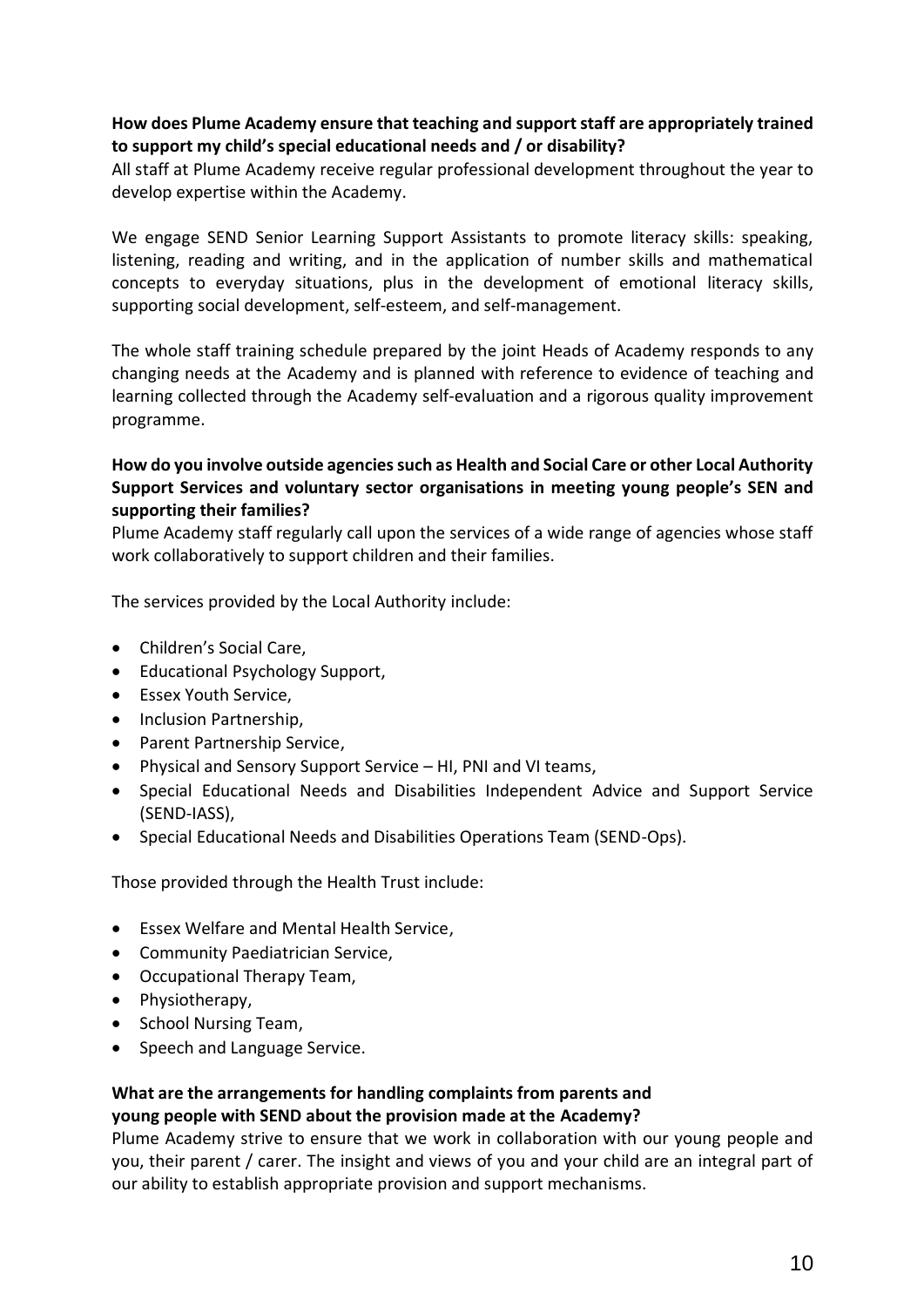**How does Plume Academy ensure that teaching and support staff are appropriately trained to support my child's special educational needs and / or disability?**

All staff at Plume Academy receive regular professional development throughout the year to develop expertise within the Academy.

We engage SEND Senior Learning Support Assistants to promote literacy skills: speaking, listening, reading and writing, and in the application of number skills and mathematical concepts to everyday situations, plus in the development of emotional literacy skills, supporting social development, self-esteem, and self-management.

The whole staff training schedule prepared by the joint Heads of Academy responds to any changing needs at the Academy and is planned with reference to evidence of teaching and learning collected through the Academy self-evaluation and a rigorous quality improvement programme.

**How do you involve outside agencies such as Health and Social Care or other Local Authority Support Services and voluntary sector organisations in meeting young people's SEN and supporting their families?**

Plume Academy staff regularly call upon the services of a wide range of agencies whose staff work collaboratively to support children and their families.

The services provided by the Local Authority include:

- Children's Social Care,
- Educational Psychology Support,
- Essex Youth Service,
- Inclusion Partnership,
- Parent Partnership Service,
- Physical and Sensory Support Service – HI, PNI and VI teams,
- Special Educational Needs and Disabilities Independent Advice and Support Service (SEND-IASS),
- Special Educational Needs and Disabilities Operations Team (SEND-Ops).

Those provided through the Health Trust include:

- Essex Welfare and Mental Health Service,
- Community Paediatrician Service,
- Occupational Therapy Team,
- Physiotherapy,
- School Nursing Team,
- Speech and Language Service.

**What are the arrangements for handling complaints from parents and young people with SEND about the provision made at the Academy?**

Plume Academy strive to ensure that we work in collaboration with our young people and you, their parent / carer. The insight and views of you and your child are an integral part of our ability to establish appropriate provision and support mechanisms.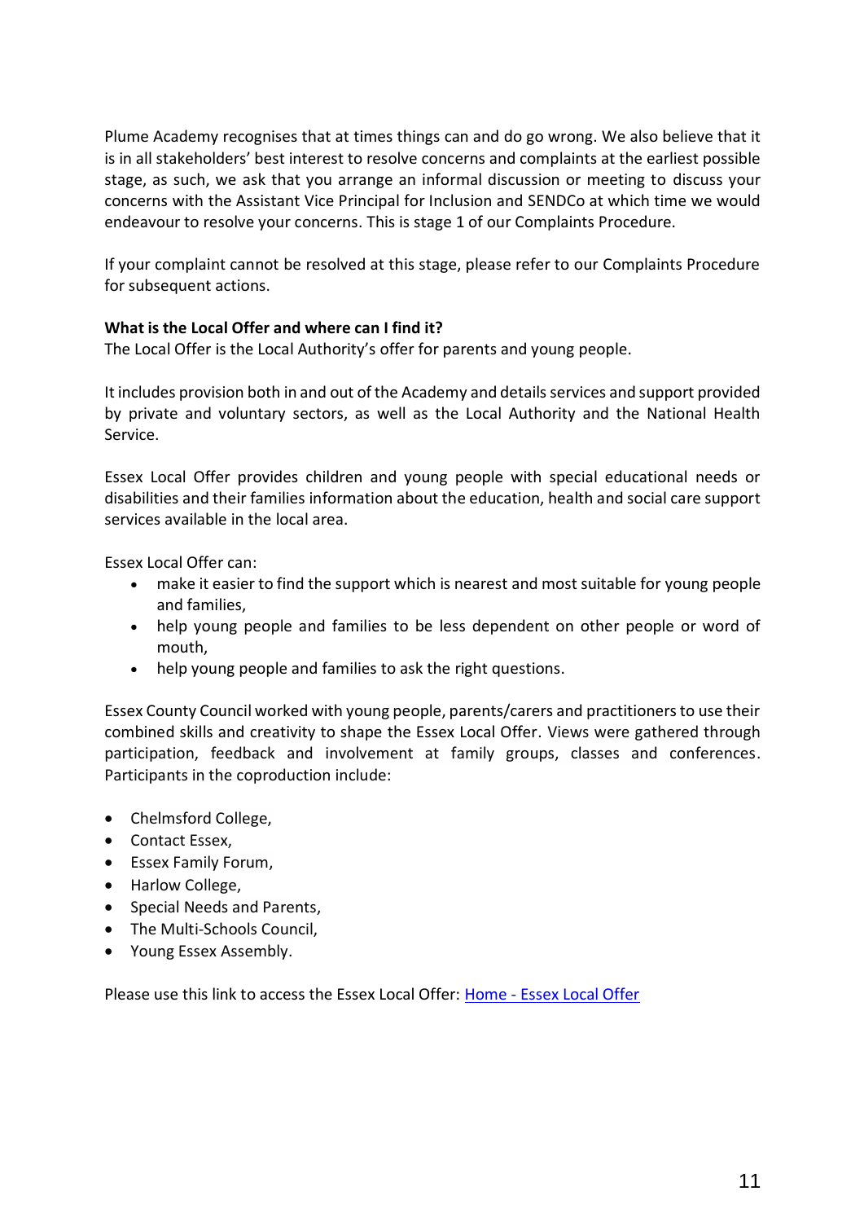Plume Academy recognises that at times things can and do go wrong. We also believe that it is in all stakeholders' best interest to resolve concerns and complaints at the earliest possible stage, as such, we ask that you arrange an informal discussion or meeting to discuss your concerns with the Assistant Vice Principal for Inclusion and SENDCo at which time we would endeavour to resolve your concerns. This is stage 1 of our Complaints Procedure.

If your complaint cannot be resolved at this stage, please refer to our Complaints Procedure for subsequent actions.

**What is the Local Offer and where can I find it?**

The Local Offer is the Local Authority's offer for parents and young people.

It includes provision both in and out of the Academy and details services and support provided by private and voluntary sectors, as well as the Local Authority and the National Health Service.

Essex Local Offer provides children and young people with special educational needs or disabilities and their families information about the education, health and social care support services available in the local area.

Essex Local Offer can:

- make it easier to find the support which is nearest and most suitable for young people and families,
- help young people and families to be less dependent on other people or word of mouth,
- help young people and families to ask the right questions.

Essex County Council worked with young people, parents/carers and practitioners to use their combined skills and creativity to shape the Essex Local Offer. Views were gathered through participation, feedback and involvement at family groups, classes and conferences. Participants in the coproduction include:

- Chelmsford College,
- Contact Essex,
- Essex Family Forum,
- Harlow College,
- Special Needs and Parents,
- The Multi-Schools Council,
- Young Essex Assembly.

Please use this link to access the Essex Local Offer: [Home - Essex Local Offer]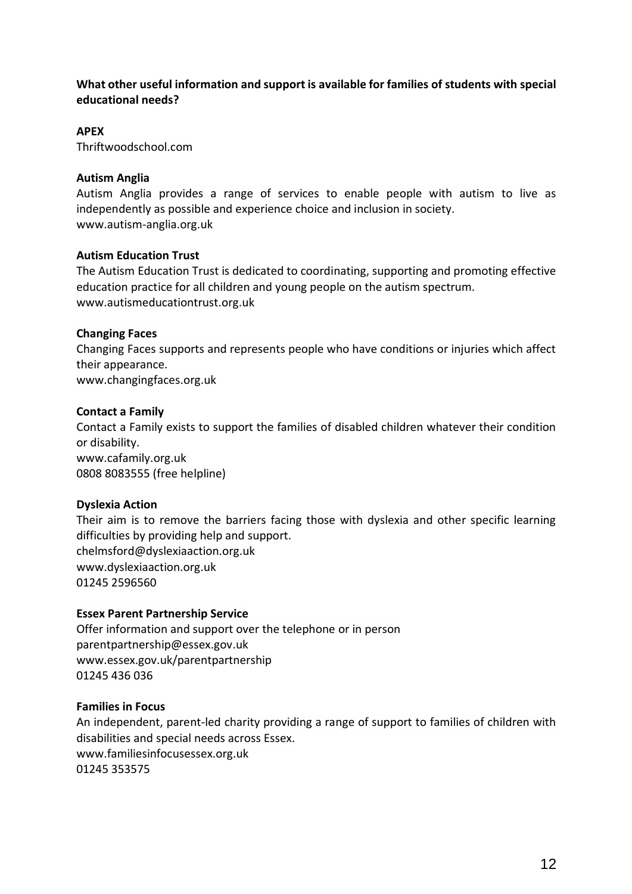**What other useful information and support is available for families of students with special educational needs?**

**APEX**
Thriftwoodschool.com

**Autism Anglia**
Autism Anglia provides a range of services to enable people with autism to live as independently as possible and experience choice and inclusion in society.
www.autism-anglia.org.uk

**Autism Education Trust**
The Autism Education Trust is dedicated to coordinating, supporting and promoting effective education practice for all children and young people on the autism spectrum.
www.autismeducationtrust.org.uk

**Changing Faces**
Changing Faces supports and represents people who have conditions or injuries which affect their appearance.
www.changingfaces.org.uk

**Contact a Family**
Contact a Family exists to support the families of disabled children whatever their condition or disability.
www.cafamily.org.uk
0808 8083555 (free helpline)

**Dyslexia Action**
Their aim is to remove the barriers facing those with dyslexia and other specific learning difficulties by providing help and support.
chelmsford@dyslexiaaction.org.uk
www.dyslexiaaction.org.uk
01245 2596560

**Essex Parent Partnership Service**
Offer information and support over the telephone or in person
parentpartnership@essex.gov.uk
www.essex.gov.uk/parentpartnership
01245 436 036

**Families in Focus**
An independent, parent-led charity providing a range of support to families of children with disabilities and special needs across Essex.
www.familiesinfocusessex.org.uk
01245 353575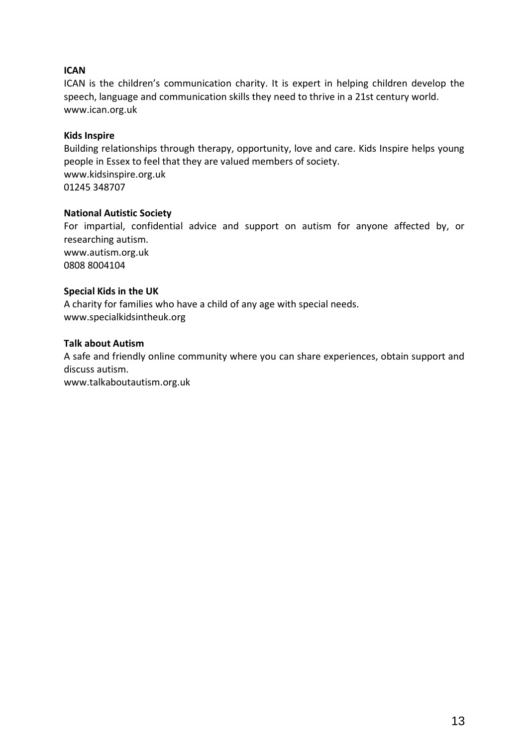**ICAN**

ICAN is the children's communication charity. It is expert in helping children develop the speech, language and communication skills they need to thrive in a 21st century world.
www.ican.org.uk

**Kids Inspire**

Building relationships through therapy, opportunity, love and care. Kids Inspire helps young people in Essex to feel that they are valued members of society.
www.kidsinspire.org.uk
01245 348707

**National Autistic Society**

For impartial, confidential advice and support on autism for anyone affected by, or researching autism.
www.autism.org.uk
0808 8004104

**Special Kids in the UK**

A charity for families who have a child of any age with special needs.
www.specialkidsintheuk.org

**Talk about Autism**

A safe and friendly online community where you can share experiences, obtain support and discuss autism.
www.talkaboutautism.org.uk